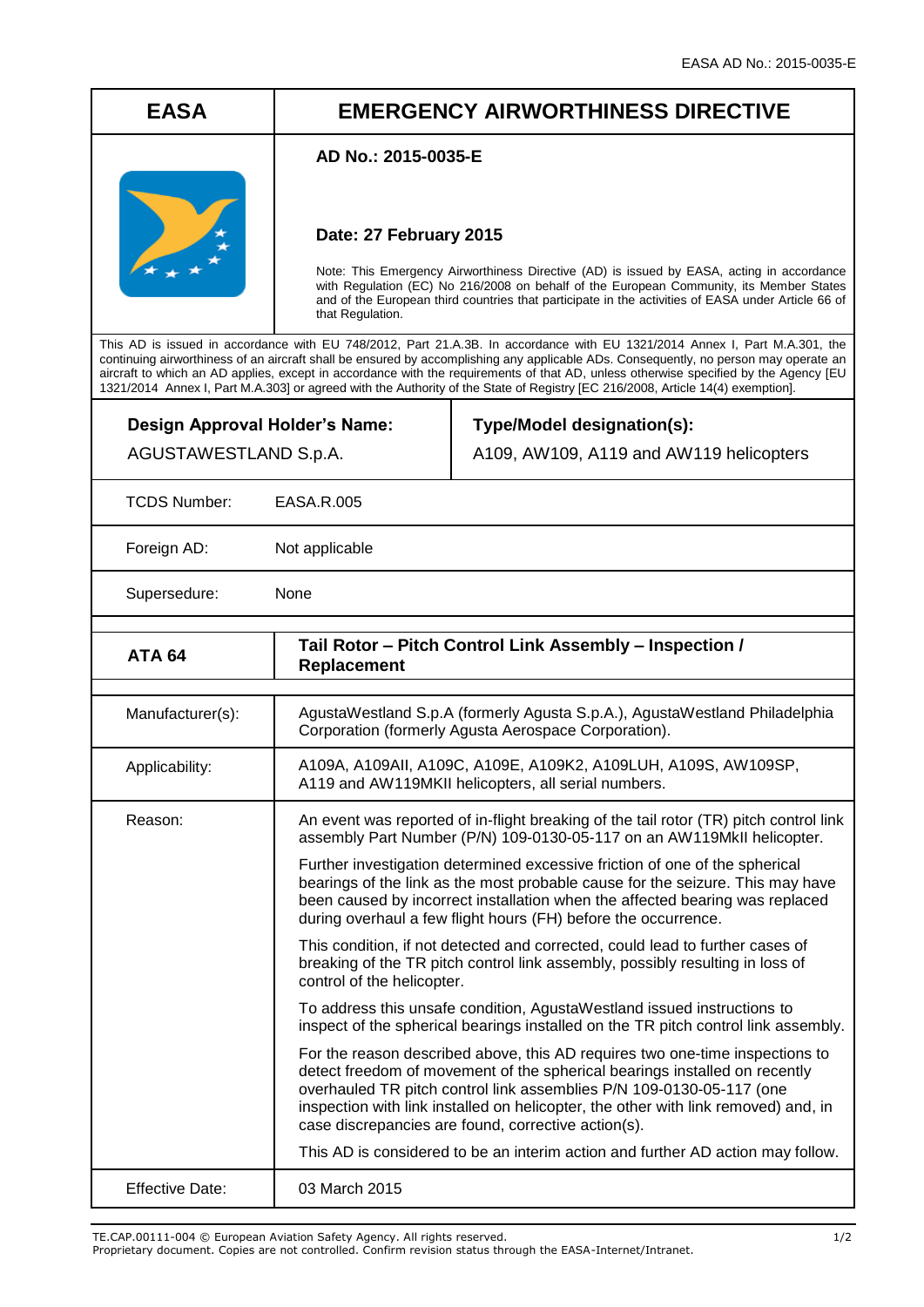| EASA | EMERGENCY AIRWORTHINESS DIRECTIVE |
|---|---|
| | **AD No.: 2015-0035-E**<br><br>**Date: 27 February 2015**<br><br>Note: This Emergency Airworthiness Directive (AD) is issued by EASA, acting in accordance with Regulation (EC) No 216/2008 on behalf of the European Community, its Member States and of the European third countries that participate in the activities of EASA under Article 66 of that Regulation. |

This AD is issued in accordance with EU 748/2012, Part 21.A.3B. In accordance with EU 1321/2014 Annex I, Part M.A.301, the continuing airworthiness of an aircraft shall be ensured by accomplishing any applicable ADs. Consequently, no person may operate an aircraft to which an AD applies, except in accordance with the requirements of that AD, unless otherwise specified by the Agency [EU 1321/2014 Annex I, Part M.A.303] or agreed with the Authority of the State of Registry [EC 216/2008, Article 14(4) exemption].

| **Design Approval Holder's Name:** | **Type/Model designation(s):** |
|---|---|
| AGUSTAWESTLAND S.p.A. | A109, AW109, A119 and AW119 helicopters |

| | |
|---|---|
| TCDS Number: | EASA.R.005 |
| Foreign AD: | Not applicable |
| Supersedure: | None |

| **ATA 64** | **Tail Rotor – Pitch Control Link Assembly – Inspection / Replacement** |
|---|---|
| Manufacturer(s): | AgustaWestland S.p.A (formerly Agusta S.p.A.), AgustaWestland Philadelphia Corporation (formerly Agusta Aerospace Corporation). |
| Applicability: | A109A, A109AII, A109C, A109E, A109K2, A109LUH, A109S, AW109SP, A119 and AW119MKII helicopters, all serial numbers. |
| Reason: | An event was reported of in-flight breaking of the tail rotor (TR) pitch control link assembly Part Number (P/N) 109-0130-05-117 on an AW119MkII helicopter.<br><br>Further investigation determined excessive friction of one of the spherical bearings of the link as the most probable cause for the seizure. This may have been caused by incorrect installation when the affected bearing was replaced during overhaul a few flight hours (FH) before the occurrence.<br><br>This condition, if not detected and corrected, could lead to further cases of breaking of the TR pitch control link assembly, possibly resulting in loss of control of the helicopter.<br><br>To address this unsafe condition, AgustaWestland issued instructions to inspect of the spherical bearings installed on the TR pitch control link assembly.<br><br>For the reason described above, this AD requires two one-time inspections to detect freedom of movement of the spherical bearings installed on recently overhauled TR pitch control link assemblies P/N 109-0130-05-117 (one inspection with link installed on helicopter, the other with link removed) and, in case discrepancies are found, corrective action(s).<br><br>This AD is considered to be an interim action and further AD action may follow. |
| Effective Date: | 03 March 2015 |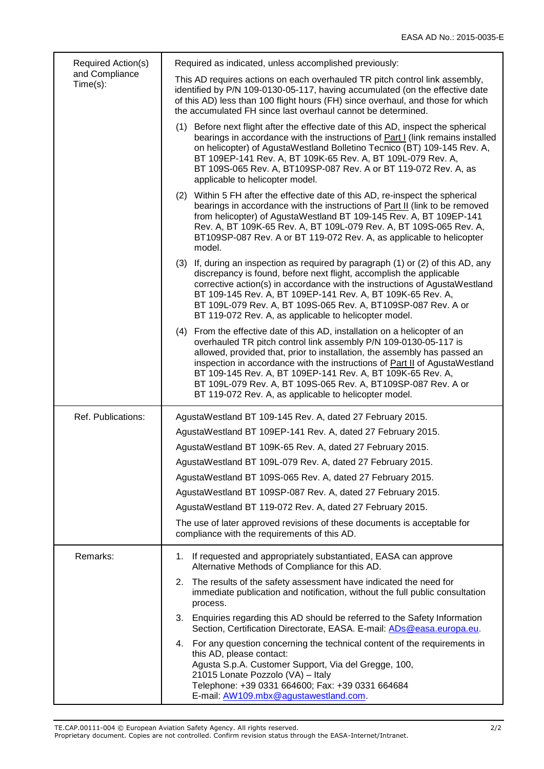| | |
|---|---|
| Required Action(s) and Compliance Time(s): | Required as indicated, unless accomplished previously:<br><br>This AD requires actions on each overhauled TR pitch control link assembly, identified by P/N 109-0130-05-117, having accumulated (on the effective date of this AD) less than 100 flight hours (FH) since overhaul, and those for which the accumulated FH since last overhaul cannot be determined.<br><br>(1) Before next flight after the effective date of this AD, inspect the spherical bearings in accordance with the instructions of Part I (link remains installed on helicopter) of AgustaWestland Bolletino Tecnico (BT) 109-145 Rev. A, BT 109EP-141 Rev. A, BT 109K-65 Rev. A, BT 109L-079 Rev. A, BT 109S-065 Rev. A, BT109SP-087 Rev. A or BT 119-072 Rev. A, as applicable to helicopter model.<br><br>(2) Within 5 FH after the effective date of this AD, re-inspect the spherical bearings in accordance with the instructions of Part II (link to be removed from helicopter) of AgustaWestland BT 109-145 Rev. A, BT 109EP-141 Rev. A, BT 109K-65 Rev. A, BT 109L-079 Rev. A, BT 109S-065 Rev. A, BT109SP-087 Rev. A or BT 119-072 Rev. A, as applicable to helicopter model.<br><br>(3) If, during an inspection as required by paragraph (1) or (2) of this AD, any discrepancy is found, before next flight, accomplish the applicable corrective action(s) in accordance with the instructions of AgustaWestland BT 109-145 Rev. A, BT 109EP-141 Rev. A, BT 109K-65 Rev. A, BT 109L-079 Rev. A, BT 109S-065 Rev. A, BT109SP-087 Rev. A or BT 119-072 Rev. A, as applicable to helicopter model.<br><br>(4) From the effective date of this AD, installation on a helicopter of an overhauled TR pitch control link assembly P/N 109-0130-05-117 is allowed, provided that, prior to installation, the assembly has passed an inspection in accordance with the instructions of Part II of AgustaWestland BT 109-145 Rev. A, BT 109EP-141 Rev. A, BT 109K-65 Rev. A, BT 109L-079 Rev. A, BT 109S-065 Rev. A, BT109SP-087 Rev. A or BT 119-072 Rev. A, as applicable to helicopter model. |
| Ref. Publications: | AgustaWestland BT 109-145 Rev. A, dated 27 February 2015.<br><br>AgustaWestland BT 109EP-141 Rev. A, dated 27 February 2015.<br><br>AgustaWestland BT 109K-65 Rev. A, dated 27 February 2015.<br><br>AgustaWestland BT 109L-079 Rev. A, dated 27 February 2015.<br><br>AgustaWestland BT 109S-065 Rev. A, dated 27 February 2015.<br><br>AgustaWestland BT 109SP-087 Rev. A, dated 27 February 2015.<br><br>AgustaWestland BT 119-072 Rev. A, dated 27 February 2015.<br><br>The use of later approved revisions of these documents is acceptable for compliance with the requirements of this AD. |
| Remarks: | 1. If requested and appropriately substantiated, EASA can approve Alternative Methods of Compliance for this AD.<br><br>2. The results of the safety assessment have indicated the need for immediate publication and notification, without the full public consultation process.<br><br>3. Enquiries regarding this AD should be referred to the Safety Information Section, Certification Directorate, EASA. E-mail: ADs@easa.europa.eu.<br><br>4. For any question concerning the technical content of the requirements in this AD, please contact:<br>Agusta S.p.A. Customer Support, Via del Gregge, 100,<br>21015 Lonate Pozzolo (VA) – Italy<br>Telephone: +39 0331 664600; Fax: +39 0331 664684<br>E-mail: AW109.mbx@agustawestland.com. |